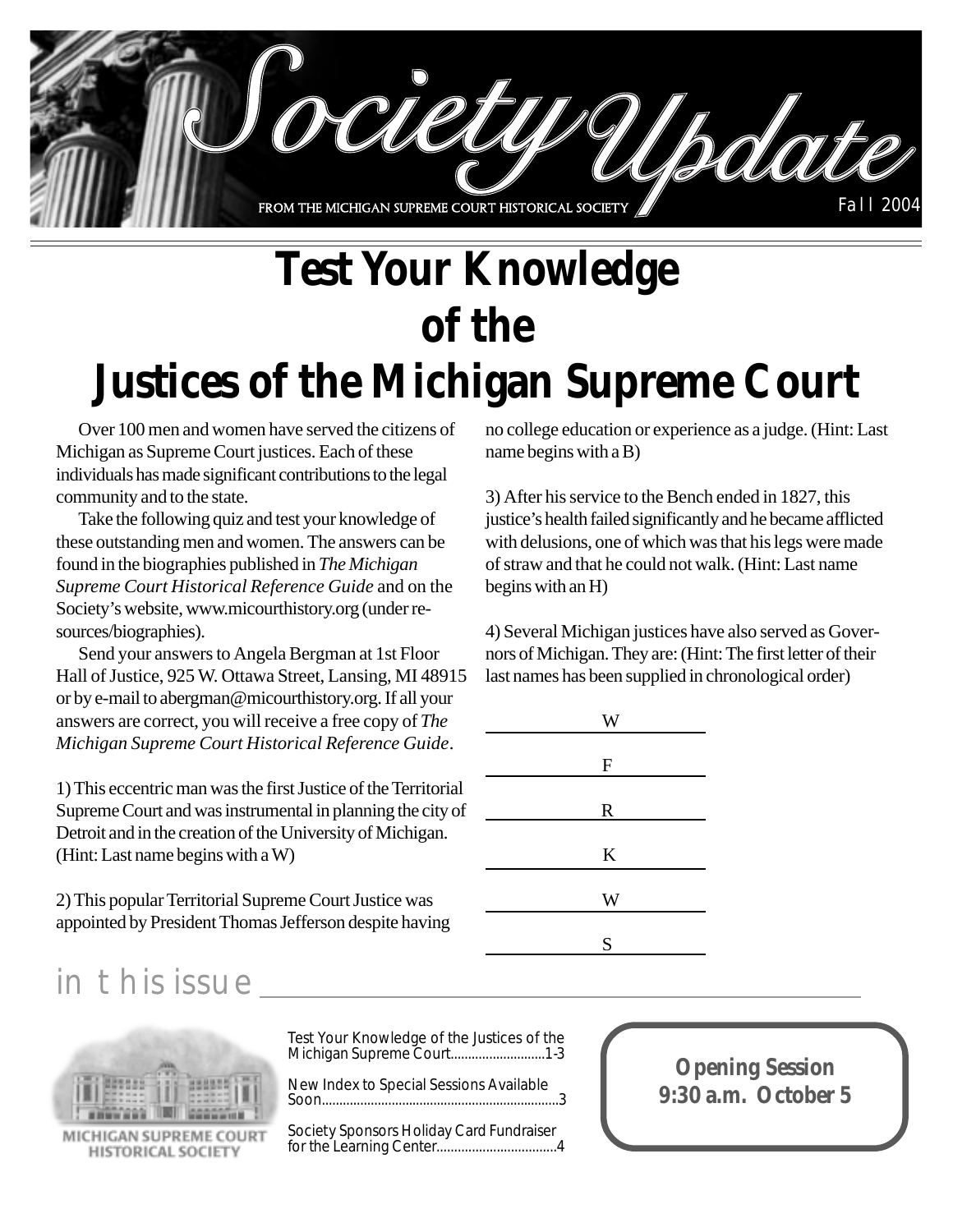# Society Update

FROM THE MICHIGAN SUPREME COURT HISTORICAL SOCIETY

Fall 2004

# Test Your Knowledge of the Justices of the Michigan Supreme Court

Over 100 men and women have served the citizens of Michigan as Supreme Court justices. Each of these individuals has made significant contributions to the legal community and to the state.

Take the following quiz and test your knowledge of these outstanding men and women. The answers can be found in the biographies published in *The Michigan Supreme Court Historical Reference Guide* and on the Society's website, www.micourthistory.org (under resources/biographies).

Send your answers to Angela Bergman at 1st Floor Hall of Justice, 925 W. Ottawa Street, Lansing, MI 48915 or by e-mail to abergman@micourthistory.org. If all your answers are correct, you will receive a free copy of *The Michigan Supreme Court Historical Reference Guide*.

1) This eccentric man was the first Justice of the Territorial Supreme Court and was instrumental in planning the city of Detroit and in the creation of the University of Michigan. (Hint: Last name begins with a W)

2) This popular Territorial Supreme Court Justice was appointed by President Thomas Jefferson despite having no college education or experience as a judge. (Hint: Last name begins with a B)

3) After his service to the Bench ended in 1827, this justice's health failed significantly and he became afflicted with delusions, one of which was that his legs were made of straw and that he could not walk. (Hint: Last name begins with an H)

4) Several Michigan justices have also served as Governors of Michigan. They are: (Hint: The first letter of their last names has been supplied in chronological order)

W ______

F ______

R ______

K ______

W ______

S ______

## in this issue

MICHIGAN SUPREME COURT HISTORICAL SOCIETY

Test Your Knowledge of the Justices of the Michigan Supreme Court..........................1-3

New Index to Special Sessions Available Soon..................................................................3

Society Sponsors Holiday Card Fundraiser for the Learning Center.................................4

**Opening Session**
**9:30 a.m. October 5**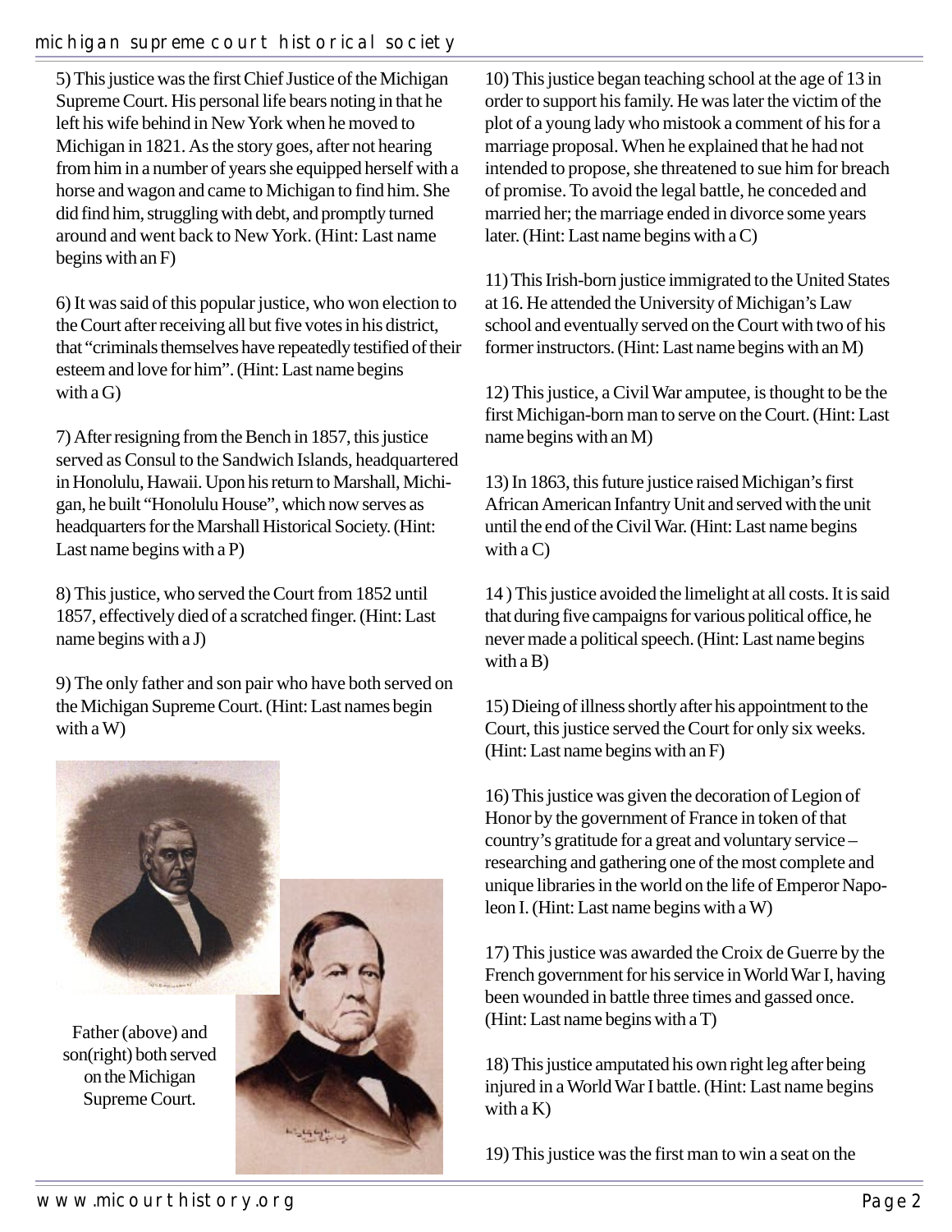5) This justice was the first Chief Justice of the Michigan Supreme Court. His personal life bears noting in that he left his wife behind in New York when he moved to Michigan in 1821. As the story goes, after not hearing from him in a number of years she equipped herself with a horse and wagon and came to Michigan to find him. She did find him, struggling with debt, and promptly turned around and went back to New York. (Hint: Last name begins with an F)

6) It was said of this popular justice, who won election to the Court after receiving all but five votes in his district, that "criminals themselves have repeatedly testified of their esteem and love for him". (Hint: Last name begins with a G)

7) After resigning from the Bench in 1857, this justice served as Consul to the Sandwich Islands, headquartered in Honolulu, Hawaii. Upon his return to Marshall, Michigan, he built "Honolulu House", which now serves as headquarters for the Marshall Historical Society. (Hint: Last name begins with a P)

8) This justice, who served the Court from 1852 until 1857, effectively died of a scratched finger. (Hint: Last name begins with a J)

9) The only father and son pair who have both served on the Michigan Supreme Court. (Hint: Last names begin with a W)

Father (above) and son(right) both served on the Michigan Supreme Court.

10) This justice began teaching school at the age of 13 in order to support his family. He was later the victim of the plot of a young lady who mistook a comment of his for a marriage proposal. When he explained that he had not intended to propose, she threatened to sue him for breach of promise. To avoid the legal battle, he conceded and married her; the marriage ended in divorce some years later. (Hint: Last name begins with a C)

11) This Irish-born justice immigrated to the United States at 16. He attended the University of Michigan's Law school and eventually served on the Court with two of his former instructors. (Hint: Last name begins with an M)

12) This justice, a Civil War amputee, is thought to be the first Michigan-born man to serve on the Court. (Hint: Last name begins with an M)

13) In 1863, this future justice raised Michigan's first African American Infantry Unit and served with the unit until the end of the Civil War. (Hint: Last name begins with a C)

14 ) This justice avoided the limelight at all costs. It is said that during five campaigns for various political office, he never made a political speech. (Hint: Last name begins with a B)

15) Dieing of illness shortly after his appointment to the Court, this justice served the Court for only six weeks. (Hint: Last name begins with an F)

16) This justice was given the decoration of Legion of Honor by the government of France in token of that country's gratitude for a great and voluntary service – researching and gathering one of the most complete and unique libraries in the world on the life of Emperor Napoleon I. (Hint: Last name begins with a W)

17) This justice was awarded the Croix de Guerre by the French government for his service in World War I, having been wounded in battle three times and gassed once. (Hint: Last name begins with a T)

18) This justice amputated his own right leg after being injured in a World War I battle. (Hint: Last name begins with a K)

19) This justice was the first man to win a seat on the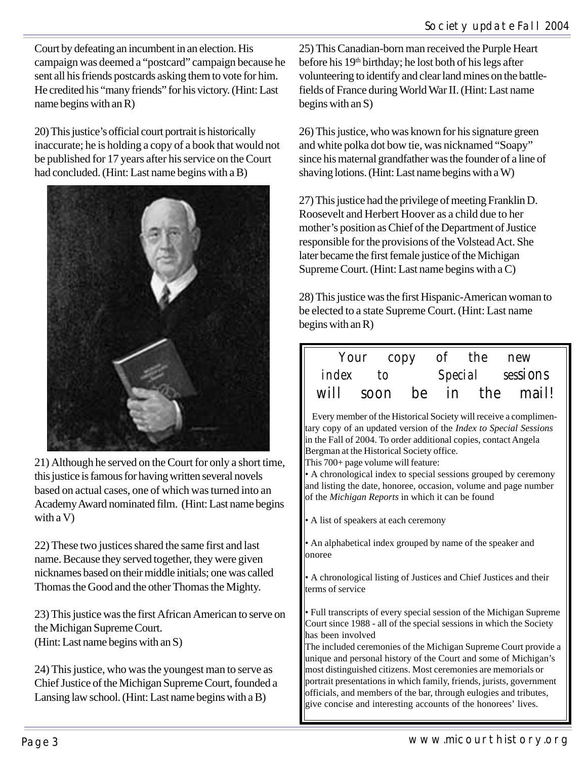Court by defeating an incumbent in an election. His campaign was deemed a "postcard" campaign because he sent all his friends postcards asking them to vote for him. He credited his "many friends" for his victory. (Hint: Last name begins with an R)

20) This justice's official court portrait is historically inaccurate; he is holding a copy of a book that would not be published for 17 years after his service on the Court had concluded. (Hint: Last name begins with a B)

21) Although he served on the Court for only a short time, this justice is famous for having written several novels based on actual cases, one of which was turned into an Academy Award nominated film. (Hint: Last name begins with a V)

22) These two justices shared the same first and last name. Because they served together, they were given nicknames based on their middle initials; one was called Thomas the Good and the other Thomas the Mighty.

23) This justice was the first African American to serve on the Michigan Supreme Court. (Hint: Last name begins with an S)

24) This justice, who was the youngest man to serve as Chief Justice of the Michigan Supreme Court, founded a Lansing law school. (Hint: Last name begins with a B)

25) This Canadian-born man received the Purple Heart before his 19th birthday; he lost both of his legs after volunteering to identify and clear land mines on the battlefields of France during World War II. (Hint: Last name begins with an S)

26) This justice, who was known for his signature green and white polka dot bow tie, was nicknamed "Soapy" since his maternal grandfather was the founder of a line of shaving lotions. (Hint: Last name begins with a W)

27) This justice had the privilege of meeting Franklin D. Roosevelt and Herbert Hoover as a child due to her mother's position as Chief of the Department of Justice responsible for the provisions of the Volstead Act. She later became the first female justice of the Michigan Supreme Court. (Hint: Last name begins with a C)

28) This justice was the first Hispanic-American woman to be elected to a state Supreme Court. (Hint: Last name begins with an R)

## Your copy of the new index to Special sessions will soon be in the mail!

Every member of the Historical Society will receive a complimentary copy of an updated version of the *Index to Special Sessions* in the Fall of 2004. To order additional copies, contact Angela Bergman at the Historical Society office.

This 700+ page volume will feature:

- A chronological index to special sessions grouped by ceremony and listing the date, honoree, occasion, volume and page number of the *Michigan Reports* in which it can be found
- A list of speakers at each ceremony
- An alphabetical index grouped by name of the speaker and onoree
- A chronological listing of Justices and Chief Justices and their terms of service
- Full transcripts of every special session of the Michigan Supreme Court since 1988 - all of the special sessions in which the Society has been involved

The included ceremonies of the Michigan Supreme Court provide a unique and personal history of the Court and some of Michigan's most distinguished citizens. Most ceremonies are memorials or portrait presentations in which family, friends, jurists, government officials, and members of the bar, through eulogies and tributes, give concise and interesting accounts of the honorees' lives.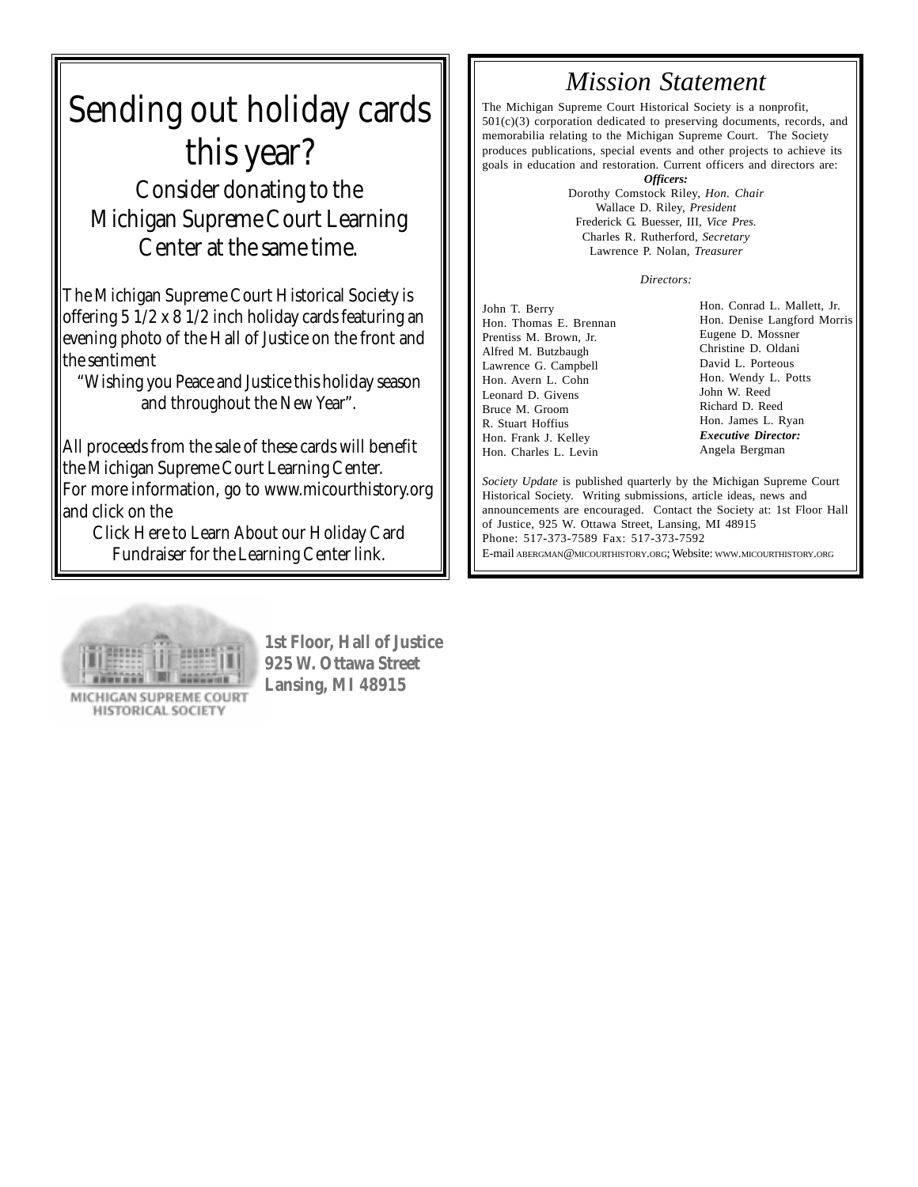# Sending out holiday cards this year?

## Consider donating to the Michigan Supreme Court Learning Center at the same time.

The Michigan Supreme Court Historical Society is offering 5 1/2 x 8 1/2 inch holiday cards featuring an evening photo of the Hall of Justice on the front and the sentiment

"Wishing you Peace and Justice this holiday season and throughout the New Year".

All proceeds from the sale of these cards will benefit the Michigan Supreme Court Learning Center.
For more information, go to www.micourthistory.org and click on the

Click Here to Learn About our Holiday Card Fundraiser for the Learning Center link.

# *Mission Statement*

The Michigan Supreme Court Historical Society is a nonprofit, 501(c)(3) corporation dedicated to preserving documents, records, and memorabilia relating to the Michigan Supreme Court. The Society produces publications, special events and other projects to achieve its goals in education and restoration. Current officers and directors are:

***Officers:***

Dorothy Comstock Riley, *Hon. Chair*
Wallace D. Riley, *President*
Frederick G. Buesser, III, *Vice Pres.*
Charles R. Rutherford, *Secretary*
Lawrence P. Nolan, *Treasurer*

*Directors:*

John T. Berry
Hon. Thomas E. Brennan
Prentiss M. Brown, Jr.
Alfred M. Butzbaugh
Lawrence G. Campbell
Hon. Avern L. Cohn
Leonard D. Givens
Bruce M. Groom
R. Stuart Hoffius
Hon. Frank J. Kelley
Hon. Charles L. Levin
Hon. Conrad L. Mallett, Jr.
Hon. Denise Langford Morris
Eugene D. Mossner
Christine D. Oldani
David L. Porteous
Hon. Wendy L. Potts
John W. Reed
Richard D. Reed
Hon. James L. Ryan

***Executive Director:***
Angela Bergman

*Society Update* is published quarterly by the Michigan Supreme Court Historical Society. Writing submissions, article ideas, news and announcements are encouraged. Contact the Society at: 1st Floor Hall of Justice, 925 W. Ottawa Street, Lansing, MI 48915
Phone: 517-373-7589 Fax: 517-373-7592
E-mail abergman@micourthistory.org; Website: www.micourthistory.org

MICHIGAN SUPREME COURT HISTORICAL SOCIETY

**1st Floor, Hall of Justice**
**925 W. Ottawa Street**
**Lansing, MI 48915**